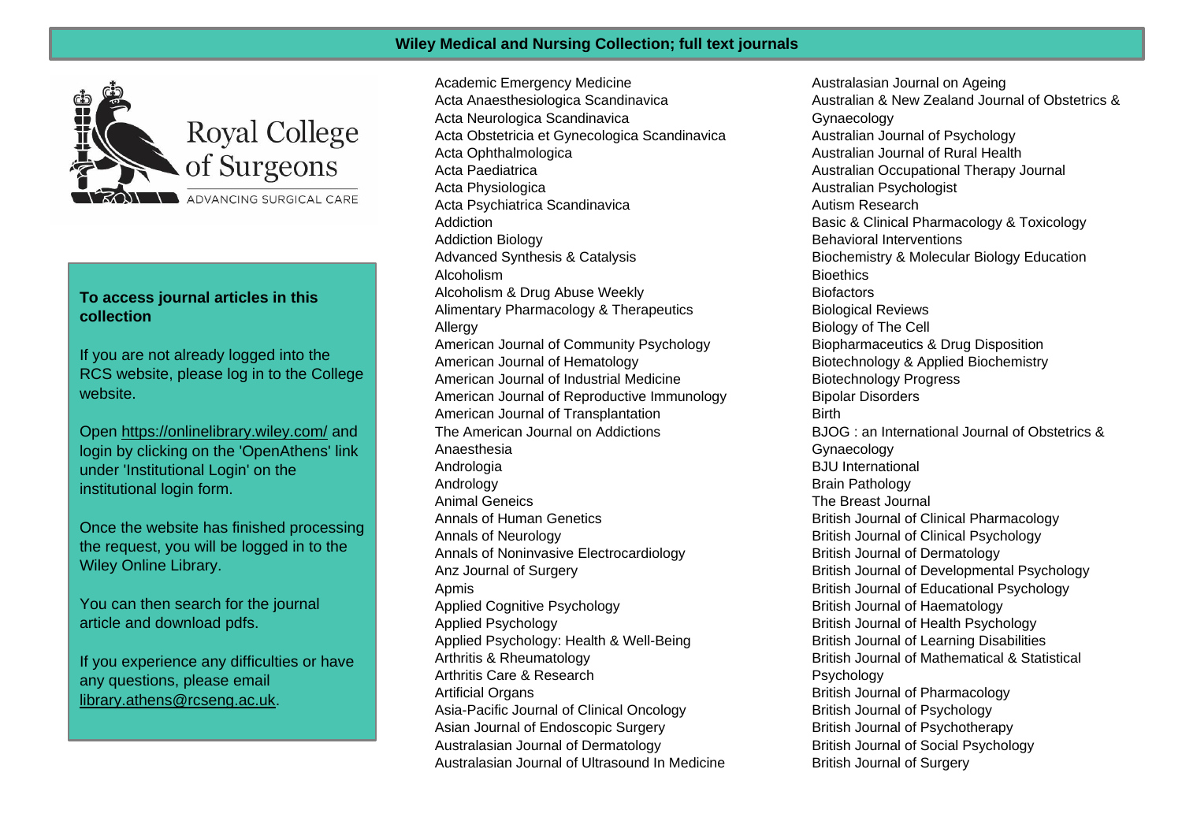# Wiley Medical and Nursing Collection; full text journals

Royal College of Surgeons

ADVANCING SURGICAL CARE

**To access journal articles in this collection**

If you are not already logged into the RCS website, please log in to the College website.

Open https://onlinelibrary.wiley.com/ and login by clicking on the 'OpenAthens' link under 'Institutional Login' on the institutional login form.

Once the website has finished processing the request, you will be logged in to the Wiley Online Library.

You can then search for the journal article and download pdfs.

If you experience any difficulties or have any questions, please email library.athens@rcseng.ac.uk.

Academic Emergency Medicine
Acta Anaesthesiologica Scandinavica
Acta Neurologica Scandinavica
Acta Obstetricia et Gynecologica Scandinavica
Acta Ophthalmologica
Acta Paediatrica
Acta Physiologica
Acta Psychiatrica Scandinavica
Addiction
Addiction Biology
Advanced Synthesis & Catalysis
Alcoholism
Alcoholism & Drug Abuse Weekly
Alimentary Pharmacology & Therapeutics
Allergy
American Journal of Community Psychology
American Journal of Hematology
American Journal of Industrial Medicine
American Journal of Reproductive Immunology
American Journal of Transplantation
The American Journal on Addictions
Anaesthesia
Andrologia
Andrology
Animal Geneics
Annals of Human Genetics
Annals of Neurology
Annals of Noninvasive Electrocardiology
Anz Journal of Surgery
Apmis
Applied Cognitive Psychology
Applied Psychology
Applied Psychology: Health & Well-Being
Arthritis & Rheumatology
Arthritis Care & Research
Artificial Organs
Asia-Pacific Journal of Clinical Oncology
Asian Journal of Endoscopic Surgery
Australasian Journal of Dermatology
Australasian Journal of Ultrasound In Medicine
Australasian Journal on Ageing
Australian & New Zealand Journal of Obstetrics & Gynaecology
Australian Journal of Psychology
Australian Journal of Rural Health
Australian Occupational Therapy Journal
Australian Psychologist
Autism Research
Basic & Clinical Pharmacology & Toxicology
Behavioral Interventions
Biochemistry & Molecular Biology Education
Bioethics
Biofactors
Biological Reviews
Biology of The Cell
Biopharmaceutics & Drug Disposition
Biotechnology & Applied Biochemistry
Biotechnology Progress
Bipolar Disorders
Birth
BJOG : an International Journal of Obstetrics & Gynaecology
BJU International
Brain Pathology
The Breast Journal
British Journal of Clinical Pharmacology
British Journal of Clinical Psychology
British Journal of Dermatology
British Journal of Developmental Psychology
British Journal of Educational Psychology
British Journal of Haematology
British Journal of Health Psychology
British Journal of Learning Disabilities
British Journal of Mathematical & Statistical Psychology
British Journal of Pharmacology
British Journal of Psychology
British Journal of Psychotherapy
British Journal of Social Psychology
British Journal of Surgery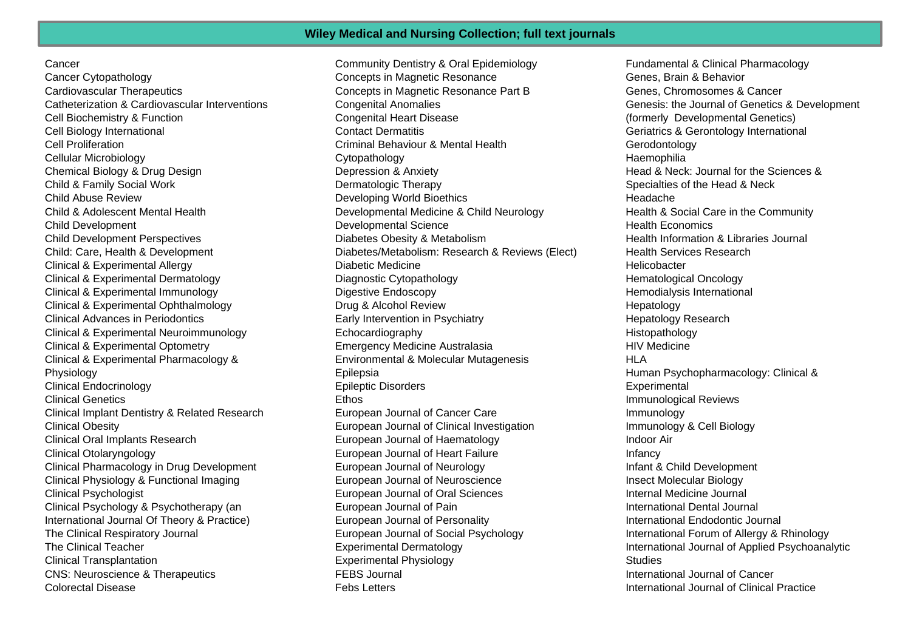## Wiley Medical and Nursing Collection; full text journals

Cancer
Cancer Cytopathology
Cardiovascular Therapeutics
Catheterization & Cardiovascular Interventions
Cell Biochemistry & Function
Cell Biology International
Cell Proliferation
Cellular Microbiology
Chemical Biology & Drug Design
Child & Family Social Work
Child Abuse Review
Child & Adolescent Mental Health
Child Development
Child Development Perspectives
Child: Care, Health & Development
Clinical & Experimental Allergy
Clinical & Experimental Dermatology
Clinical & Experimental Immunology
Clinical & Experimental Ophthalmology
Clinical Advances in Periodontics
Clinical & Experimental Neuroimmunology
Clinical & Experimental Optometry
Clinical & Experimental Pharmacology & Physiology
Clinical Endocrinology
Clinical Genetics
Clinical Implant Dentistry & Related Research
Clinical Obesity
Clinical Oral Implants Research
Clinical Otolaryngology
Clinical Pharmacology in Drug Development
Clinical Physiology & Functional Imaging
Clinical Psychologist
Clinical Psychology & Psychotherapy (an International Journal Of Theory & Practice)
The Clinical Respiratory Journal
The Clinical Teacher
Clinical Transplantation
CNS: Neuroscience & Therapeutics
Colorectal Disease
Community Dentistry & Oral Epidemiology
Concepts in Magnetic Resonance
Concepts in Magnetic Resonance Part B
Congenital Anomalies
Congenital Heart Disease
Contact Dermatitis
Criminal Behaviour & Mental Health
Cytopathology
Depression & Anxiety
Dermatologic Therapy
Developing World Bioethics
Developmental Medicine & Child Neurology
Developmental Science
Diabetes Obesity & Metabolism
Diabetes/Metabolism: Research & Reviews (Elect)
Diabetic Medicine
Diagnostic Cytopathology
Digestive Endoscopy
Drug & Alcohol Review
Early Intervention in Psychiatry
Echocardiography
Emergency Medicine Australasia
Environmental & Molecular Mutagenesis
Epilepsia
Epileptic Disorders
Ethos
European Journal of Cancer Care
European Journal of Clinical Investigation
European Journal of Haematology
European Journal of Heart Failure
European Journal of Neurology
European Journal of Neuroscience
European Journal of Oral Sciences
European Journal of Pain
European Journal of Personality
European Journal of Social Psychology
Experimental Dermatology
Experimental Physiology
FEBS Journal
Febs Letters
Fundamental & Clinical Pharmacology
Genes, Brain & Behavior
Genes, Chromosomes & Cancer
Genesis: the Journal of Genetics & Development (formerly Developmental Genetics)
Geriatrics & Gerontology International
Gerodontology
Haemophilia
Head & Neck: Journal for the Sciences & Specialties of the Head & Neck
Headache
Health & Social Care in the Community
Health Economics
Health Information & Libraries Journal
Health Services Research
Helicobacter
Hematological Oncology
Hemodialysis International
Hepatology
Hepatology Research
Histopathology
HIV Medicine
HLA
Human Psychopharmacology: Clinical & Experimental
Immunological Reviews
Immunology
Immunology & Cell Biology
Indoor Air
Infancy
Infant & Child Development
Insect Molecular Biology
Internal Medicine Journal
International Dental Journal
International Endodontic Journal
International Forum of Allergy & Rhinology
International Journal of Applied Psychoanalytic Studies
International Journal of Cancer
International Journal of Clinical Practice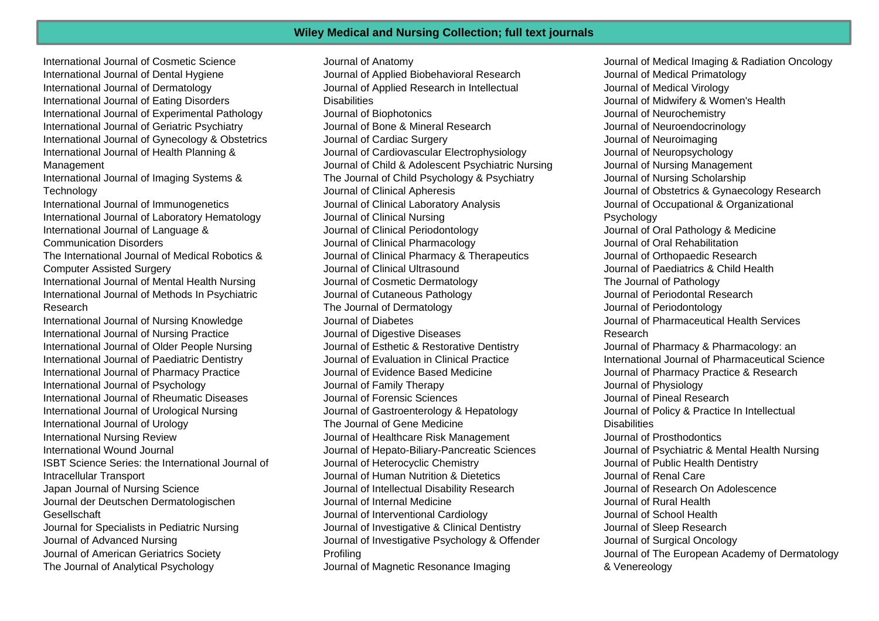## Wiley Medical and Nursing Collection; full text journals

International Journal of Cosmetic Science
International Journal of Dental Hygiene
International Journal of Dermatology
International Journal of Eating Disorders
International Journal of Experimental Pathology
International Journal of Geriatric Psychiatry
International Journal of Gynecology & Obstetrics
International Journal of Health Planning & Management
International Journal of Imaging Systems & Technology
International Journal of Immunogenetics
International Journal of Laboratory Hematology
International Journal of Language & Communication Disorders
The International Journal of Medical Robotics & Computer Assisted Surgery
International Journal of Mental Health Nursing
International Journal of Methods In Psychiatric Research
International Journal of Nursing Knowledge
International Journal of Nursing Practice
International Journal of Older People Nursing
International Journal of Paediatric Dentistry
International Journal of Pharmacy Practice
International Journal of Psychology
International Journal of Rheumatic Diseases
International Journal of Urological Nursing
International Journal of Urology
International Nursing Review
International Wound Journal
ISBT Science Series: the International Journal of Intracellular Transport
Japan Journal of Nursing Science
Journal der Deutschen Dermatologischen Gesellschaft
Journal for Specialists in Pediatric Nursing
Journal of Advanced Nursing
Journal of American Geriatrics Society
The Journal of Analytical Psychology
Journal of Anatomy
Journal of Applied Biobehavioral Research
Journal of Applied Research in Intellectual Disabilities
Journal of Biophotonics
Journal of Bone & Mineral Research
Journal of Cardiac Surgery
Journal of Cardiovascular Electrophysiology
Journal of Child & Adolescent Psychiatric Nursing
The Journal of Child Psychology & Psychiatry
Journal of Clinical Apheresis
Journal of Clinical Laboratory Analysis
Journal of Clinical Nursing
Journal of Clinical Periodontology
Journal of Clinical Pharmacology
Journal of Clinical Pharmacy & Therapeutics
Journal of Clinical Ultrasound
Journal of Cosmetic Dermatology
Journal of Cutaneous Pathology
The Journal of Dermatology
Journal of Diabetes
Journal of Digestive Diseases
Journal of Esthetic & Restorative Dentistry
Journal of Evaluation in Clinical Practice
Journal of Evidence Based Medicine
Journal of Family Therapy
Journal of Forensic Sciences
Journal of Gastroenterology & Hepatology
The Journal of Gene Medicine
Journal of Healthcare Risk Management
Journal of Hepato-Biliary-Pancreatic Sciences
Journal of Heterocyclic Chemistry
Journal of Human Nutrition & Dietetics
Journal of Intellectual Disability Research
Journal of Internal Medicine
Journal of Interventional Cardiology
Journal of Investigative & Clinical Dentistry
Journal of Investigative Psychology & Offender Profiling
Journal of Magnetic Resonance Imaging
Journal of Medical Imaging & Radiation Oncology
Journal of Medical Primatology
Journal of Medical Virology
Journal of Midwifery & Women's Health
Journal of Neurochemistry
Journal of Neuroendocrinology
Journal of Neuroimaging
Journal of Neuropsychology
Journal of Nursing Management
Journal of Nursing Scholarship
Journal of Obstetrics & Gynaecology Research
Journal of Occupational & Organizational Psychology
Journal of Oral Pathology & Medicine
Journal of Oral Rehabilitation
Journal of Orthopaedic Research
Journal of Paediatrics & Child Health
The Journal of Pathology
Journal of Periodontal Research
Journal of Periodontology
Journal of Pharmaceutical Health Services Research
Journal of Pharmacy & Pharmacology: an International Journal of Pharmaceutical Science
Journal of Pharmacy Practice & Research
Journal of Physiology
Journal of Pineal Research
Journal of Policy & Practice In Intellectual Disabilities
Journal of Prosthodontics
Journal of Psychiatric & Mental Health Nursing
Journal of Public Health Dentistry
Journal of Renal Care
Journal of Research On Adolescence
Journal of Rural Health
Journal of School Health
Journal of Sleep Research
Journal of Surgical Oncology
Journal of The European Academy of Dermatology & Venereology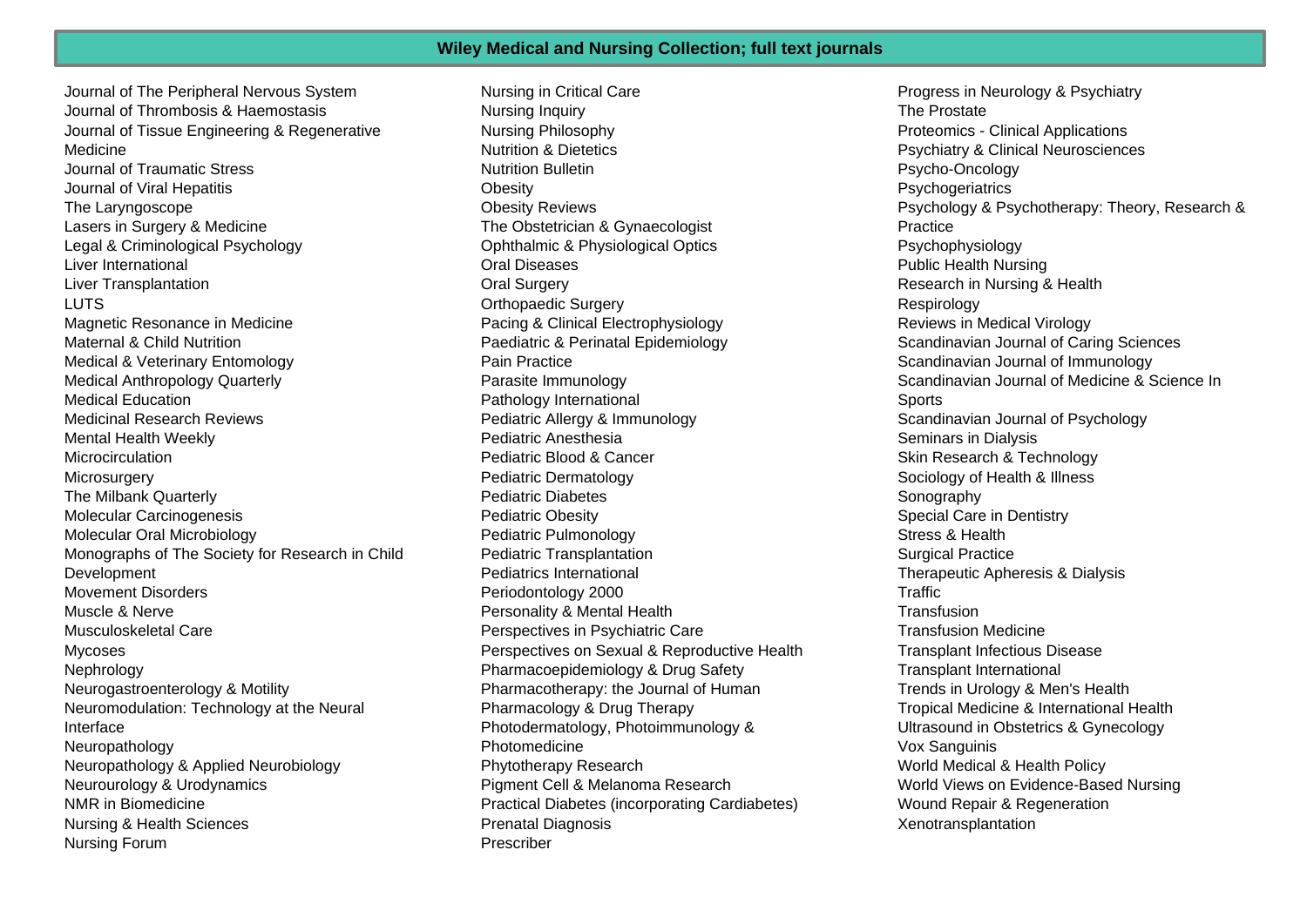## Wiley Medical and Nursing Collection; full text journals

Journal of The Peripheral Nervous System
Journal of Thrombosis & Haemostasis
Journal of Tissue Engineering & Regenerative Medicine
Journal of Traumatic Stress
Journal of Viral Hepatitis
The Laryngoscope
Lasers in Surgery & Medicine
Legal & Criminological Psychology
Liver International
Liver Transplantation
LUTS
Magnetic Resonance in Medicine
Maternal & Child Nutrition
Medical & Veterinary Entomology
Medical Anthropology Quarterly
Medical Education
Medicinal Research Reviews
Mental Health Weekly
Microcirculation
Microsurgery
The Milbank Quarterly
Molecular Carcinogenesis
Molecular Oral Microbiology
Monographs of The Society for Research in Child Development
Movement Disorders
Muscle & Nerve
Musculoskeletal Care
Mycoses
Nephrology
Neurogastroenterology & Motility
Neuromodulation: Technology at the Neural Interface
Neuropathology
Neuropathology & Applied Neurobiology
Neurourology & Urodynamics
NMR in Biomedicine
Nursing & Health Sciences
Nursing Forum
Nursing in Critical Care
Nursing Inquiry
Nursing Philosophy
Nutrition & Dietetics
Nutrition Bulletin
Obesity
Obesity Reviews
The Obstetrician & Gynaecologist
Ophthalmic & Physiological Optics
Oral Diseases
Oral Surgery
Orthopaedic Surgery
Pacing & Clinical Electrophysiology
Paediatric & Perinatal Epidemiology
Pain Practice
Parasite Immunology
Pathology International
Pediatric Allergy & Immunology
Pediatric Anesthesia
Pediatric Blood & Cancer
Pediatric Dermatology
Pediatric Diabetes
Pediatric Obesity
Pediatric Pulmonology
Pediatric Transplantation
Pediatrics International
Periodontology 2000
Personality & Mental Health
Perspectives in Psychiatric Care
Perspectives on Sexual & Reproductive Health
Pharmacoepidemiology & Drug Safety
Pharmacotherapy: the Journal of Human Pharmacology & Drug Therapy
Photodermatology, Photoimmunology & Photomedicine
Phytotherapy Research
Pigment Cell & Melanoma Research
Practical Diabetes (incorporating Cardiabetes)
Prenatal Diagnosis
Prescriber
Progress in Neurology & Psychiatry
The Prostate
Proteomics - Clinical Applications
Psychiatry & Clinical Neurosciences
Psycho-Oncology
Psychogeriatrics
Psychology & Psychotherapy: Theory, Research & Practice
Psychophysiology
Public Health Nursing
Research in Nursing & Health
Respirology
Reviews in Medical Virology
Scandinavian Journal of Caring Sciences
Scandinavian Journal of Immunology
Scandinavian Journal of Medicine & Science In Sports
Scandinavian Journal of Psychology
Seminars in Dialysis
Skin Research & Technology
Sociology of Health & Illness
Sonography
Special Care in Dentistry
Stress & Health
Surgical Practice
Therapeutic Apheresis & Dialysis
Traffic
Transfusion
Transfusion Medicine
Transplant Infectious Disease
Transplant International
Trends in Urology & Men's Health
Tropical Medicine & International Health
Ultrasound in Obstetrics & Gynecology
Vox Sanguinis
World Medical & Health Policy
World Views on Evidence-Based Nursing
Wound Repair & Regeneration
Xenotransplantation